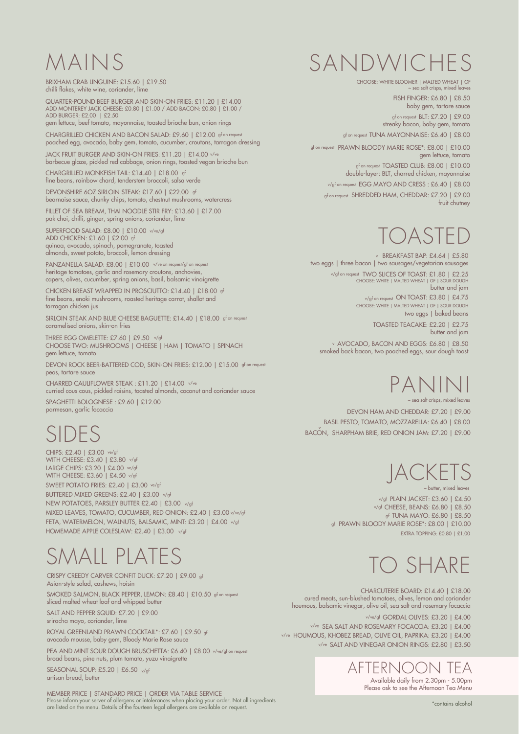# MAINS

BRIXHAM CRAB LINGUINE: £15.60 | £19.50
chilli flakes, white wine, coriander, lime

QUARTER-POUND BEEF BURGER AND SKIN-ON FRIES: £11.20 | £14.00
ADD MONTEREY JACK CHEESE: £0.80 | £1.00 / ADD BACON: £0.80 | £1.00 /
ADD BURGER: £2.00 | £2.50
gem lettuce, beef tomato, mayonnaise, toasted brioche bun, onion rings

CHARGRILLED CHICKEN AND BACON SALAD: £9.60 | £12.00 gf on request
poached egg, avocado, baby gem, tomato, cucumber, croutons, tarragon dressing

JACK FRUIT BURGER AND SKIN-ON FRIES: £11.20 | £14.00 v/ve
barbecue glaze, pickled red cabbage, onion rings, toasted vegan brioche bun

CHARGRILLED MONKFISH TAIL: £14.40 | £18.00 gf
fine beans, rainbow chard, tenderstem broccoli, salsa verde

DEVONSHIRE 6OZ SIRLOIN STEAK: £17.60 | £22.00 gf
bearnaise sauce, chunky chips, tomato, chestnut mushrooms, watercress

FILLET OF SEA BREAM, THAI NOODLE STIR FRY: £13.60 | £17.00
pak choi, chilli, ginger, spring onions, coriander, lime

SUPERFOOD SALAD: £8.00 | £10.00 v/ve/gf
ADD CHICKEN: £1.60 | £2.00 gf
quinoa, avocado, spinach, pomegranate, toasted almonds, sweet potato, broccoli, lemon dressing

PANZANELLA SALAD: £8.00 | £10.00 v/ve on request/gf on request
heritage tomatoes, garlic and rosemary croutons, anchovies, capers, olives, cucumber, spring onions, basil, balsamic vinaigrette

CHICKEN BREAST WRAPPED IN PROSCIUTTO: £14.40 | £18.00 gf
fine beans, enoki mushrooms, roasted heritage carrot, shallot and tarragon chicken jus

SIRLOIN STEAK AND BLUE CHEESE BAGUETTE: £14.40 | £18.00 gf on request
caramelised onions, skin-on fries

THREE EGG OMELETTE: £7.60 | £9.50 v/gf
CHOOSE TWO: MUSHROOMS | CHEESE | HAM | TOMATO | SPINACH
gem lettuce, tomato

DEVON ROCK BEER-BATTERED COD, SKIN-ON FRIES: £12.00 | £15.00 gf on request
peas, tartare sauce

CHARRED CAULIFLOWER STEAK : £11.20 | £14.00 v/ve
curried cous cous, pickled raisins, toasted almonds, coconut and coriander sauce

SPAGHETTI BOLOGNESE : £9.60 | £12.00
parmesan, garlic focaccia

# SIDES

CHIPS: £2.40 | £3.00 ve/gf
WITH CHEESE: £3.40 | £3.80 v/gf
LARGE CHIPS: £3.20 | £4.00 ve/gf
WITH CHEESE: £3.60 | £4.50 v/gf
SWEET POTATO FRIES: £2.40 | £3.00 ve/gf
BUTTERED MIXED GREENS: £2.40 | £3.00 v/gf
NEW POTATOES, PARSLEY BUTTER £2.40 | £3.00 v/gf
MIXED LEAVES, TOMATO, CUCUMBER, RED ONION: £2.40 | £3.00 v/ve/gf
FETA, WATERMELON, WALNUTS, BALSAMIC, MINT: £3.20 | £4.00 v/gf
HOMEMADE APPLE COLESLAW: £2.40 | £3.00 v/gf

# SMALL PLATES

CRISPY CREEDY CARVER CONFIT DUCK: £7.20 | £9.00 gf
Asian-style salad, cashews, hoisin

SMOKED SALMON, BLACK PEPPER, LEMON: £8.40 | £10.50 gf on request
sliced malted wheat loaf and whipped butter

SALT AND PEPPER SQUID: £7.20 | £9.00
sriracha mayo, coriander, lime

ROYAL GREENLAND PRAWN COCKTAIL*: £7.60 | £9.50 gf
avocado mousse, baby gem, Bloody Marie Rose sauce

PEA AND MINT SOUR DOUGH BRUSCHETTA: £6.40 | £8.00 v/ve/gf on request
broad beans, pine nuts, plum tomato, yuzu vinaigrette

SEASONAL SOUP: £5.20 | £6.50 v/gf
artisan bread, butter

MEMBER PRICE | STANDARD PRICE | ORDER VIA TABLE SERVICE
Please inform your server of allergens or intolerances when placing your order. Not all ingredients are listed on the menu. Details of the fourteen legal allergens are available on request.

# SANDWICHES

CHOOSE: WHITE BLOOMER | MALTED WHEAT | GF
~ sea salt crisps, mixed leaves

FISH FINGER: £6.80 | £8.50
baby gem, tartare sauce

gf on request BLT: £7.20 | £9.00
streaky bacon, baby gem, tomato

gf on request TUNA MAYONNAISE: £6.40 | £8.00

gf on request PRAWN BLOODY MARIE ROSE*: £8.00 | £10.00
gem lettuce, tomato

gf on request TOASTED CLUB: £8.00 | £10.00
double-layer: BLT, charred chicken, mayonnaise

v/gf on request EGG MAYO AND CRESS : £6.40 | £8.00

gf on request SHREDDED HAM, CHEDDAR: £7.20 | £9.00
fruit chutney

# TOASTED

v BREAKFAST BAP: £4.64 | £5.80
two eggs | three bacon | two sausages/vegetarian sausages

v/gf on request TWO SLICES OF TOAST: £1.80 | £2.25
CHOOSE: WHITE | MALTED WHEAT | GF | SOUR DOUGH
butter and jam

v/gf on request ON TOAST: £3.80 | £4.75
CHOOSE: WHITE | MALTED WHEAT | GF | SOUR DOUGH
two eggs | baked beans

TOASTED TEACAKE: £2.20 | £2.75
butter and jam

v AVOCADO, BACON AND EGGS: £6.80 | £8.50
smoked back bacon, two poached eggs, sour dough toast

# PANINI

~ sea salt crisps, mixed leaves

DEVON HAM AND CHEDDAR: £7.20 | £9.00
BASIL PESTO, TOMATO, MOZZARELLA: £6.40 | £8.00
BACON, SHARPHAM BRIE, RED ONION JAM: £7.20 | £9.00

# JACKETS

~ butter, mixed leaves

v/gf PLAIN JACKET: £3.60 | £4.50
v/gf CHEESE, BEANS: £6.80 | £8.50
gf TUNA MAYO: £6.80 | £8.50
gf PRAWN BLOODY MARIE ROSE*: £8.00 | £10.00
EXTRA TOPPING: £0.80 | £1.00

# TO SHARE

CHARCUTERIE BOARD: £14.40 | £18.00
cured meats, sun-blushed tomatoes, olives, lemon and coriander houmous, balsamic vinegar, olive oil, sea salt and rosemary focaccia

v/ve/gf GORDAL OLIVES: £3.20 | £4.00
v/ve SEA SALT AND ROSEMARY FOCACCIA: £3.20 | £4.00
v/ve HOUMOUS, KHOBEZ BREAD, OLIVE OIL, PAPRIKA: £3.20 | £4.00
v/ve SALT AND VINEGAR ONION RINGS: £2.80 | £3.50

## AFTERNOON TEA

Available daily from 2.30pm - 5.00pm
Please ask to see the Afternoon Tea Menu

*contains alcohol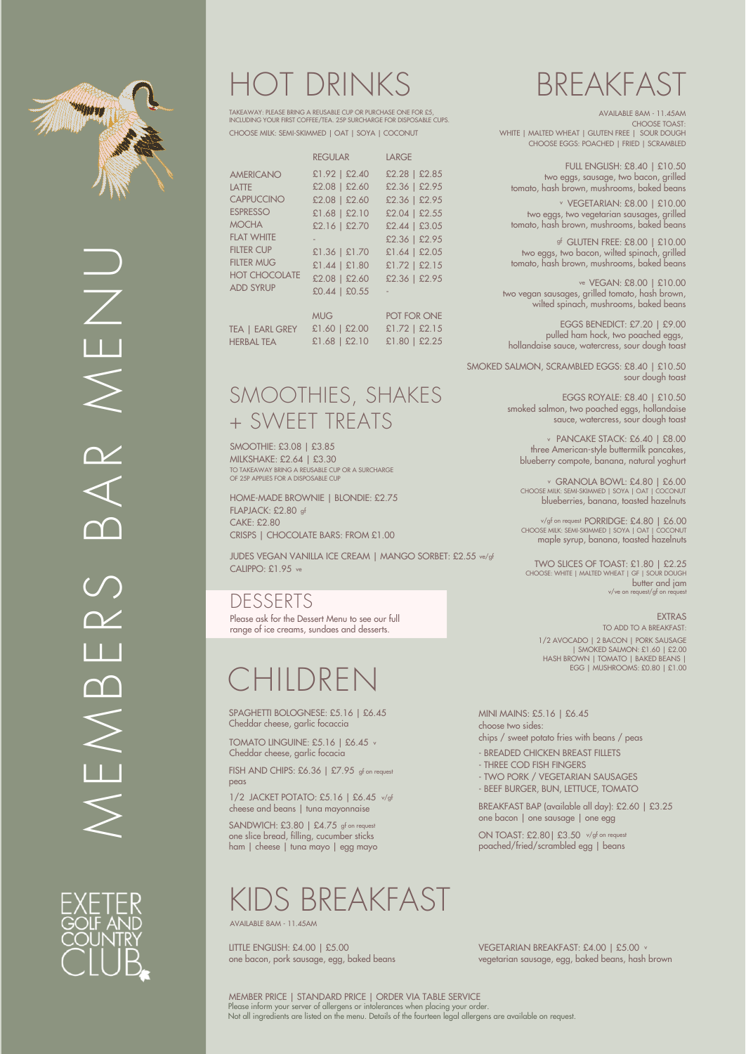# MEMBERS BAR MENU

EXETER GOLF AND COUNTRY CLUB

# HOT DRINKS

TAKEAWAY: PLEASE BRING A REUSABLE CUP OR PURCHASE ONE FOR £5, INCLUDING YOUR FIRST COFFEE/TEA. 25P SURCHARGE FOR DISPOSABLE CUPS.

CHOOSE MILK: SEMI-SKIMMED | OAT | SOYA | COCONUT

| | REGULAR | LARGE |
|---|---|---|
| AMERICANO | £1.92 \| £2.40 | £2.28 \| £2.85 |
| LATTE | £2.08 \| £2.60 | £2.36 \| £2.95 |
| CAPPUCCINO | £2.08 \| £2.60 | £2.36 \| £2.95 |
| ESPRESSO | £1.68 \| £2.10 | £2.04 \| £2.55 |
| MOCHA | £2.16 \| £2.70 | £2.44 \| £3.05 |
| FLAT WHITE | - | £2.36 \| £2.95 |
| FILTER CUP | £1.36 \| £1.70 | £1.64 \| £2.05 |
| FILTER MUG | £1.44 \| £1.80 | £1.72 \| £2.15 |
| HOT CHOCOLATE | £2.08 \| £2.60 | £2.36 \| £2.95 |
| ADD SYRUP | £0.44 \| £0.55 | - |

| | MUG | POT FOR ONE |
|---|---|---|
| TEA \| EARL GREY | £1.60 \| £2.00 | £1.72 \| £2.15 |
| HERBAL TEA | £1.68 \| £2.10 | £1.80 \| £2.25 |

# SMOOTHIES, SHAKES + SWEET TREATS

SMOOTHIE: £3.08 | £3.85
MILKSHAKE: £2.64 | £3.30
TO TAKEAWAY BRING A REUSABLE CUP OR A SURCHARGE OF 25P APPLIES FOR A DISPOSABLE CUP

HOME-MADE BROWNIE | BLONDIE: £2.75
FLAPJACK: £2.80 gf
CAKE: £2.80
CRISPS | CHOCOLATE BARS: FROM £1.00

JUDES VEGAN VANILLA ICE CREAM | MANGO SORBET: £2.55 ve/gf
CALIPPO: £1.95 ve

## DESSERTS

Please ask for the Dessert Menu to see our full range of ice creams, sundaes and desserts.

# BREAKFAST

AVAILABLE 8AM - 11.45AM
CHOOSE TOAST: WHITE | MALTED WHEAT | GLUTEN FREE | SOUR DOUGH
CHOOSE EGGS: POACHED | FRIED | SCRAMBLED

FULL ENGLISH: £8.40 | £10.50
two eggs, sausage, two bacon, grilled tomato, hash brown, mushrooms, baked beans

v VEGETARIAN: £8.00 | £10.00
two eggs, two vegetarian sausages, grilled tomato, hash brown, mushrooms, baked beans

gf GLUTEN FREE: £8.00 | £10.00
two eggs, two bacon, wilted spinach, grilled tomato, hash brown, mushrooms, baked beans

ve VEGAN: £8.00 | £10.00
two vegan sausages, grilled tomato, hash brown, wilted spinach, mushrooms, baked beans

EGGS BENEDICT: £7.20 | £9.00
pulled ham hock, two poached eggs, hollandaise sauce, watercress, sour dough toast

SMOKED SALMON, SCRAMBLED EGGS: £8.40 | £10.50
sour dough toast

EGGS ROYALE: £8.40 | £10.50
smoked salmon, two poached eggs, hollandaise sauce, watercress, sour dough toast

v PANCAKE STACK: £6.40 | £8.00
three American-style buttermilk pancakes, blueberry compote, banana, natural yoghurt

v GRANOLA BOWL: £4.80 | £6.00
CHOOSE MILK: SEMI-SKIMMED | SOYA | OAT | COCONUT
blueberries, banana, toasted hazelnuts

v/gf on request PORRIDGE: £4.80 | £6.00
CHOOSE MILK: SEMI-SKIMMED | SOYA | OAT | COCONUT
maple syrup, banana, toasted hazelnuts

TWO SLICES OF TOAST: £1.80 | £2.25
CHOOSE: WHITE | MALTED WHEAT | GF | SOUR DOUGH
butter and jam
v/ve on request/gf on request

EXTRAS
TO ADD TO A BREAKFAST:
1/2 AVOCADO | 2 BACON | PORK SAUSAGE | SMOKED SALMON: £1.60 | £2.00
HASH BROWN | TOMATO | BAKED BEANS | EGG | MUSHROOMS: £0.80 | £1.00

# CHILDREN

SPAGHETTI BOLOGNESE: £5.16 | £6.45
Cheddar cheese, garlic focaccia

TOMATO LINGUINE: £5.16 | £6.45 v
Cheddar cheese, garlic focacia

FISH AND CHIPS: £6.36 | £7.95 gf on request
peas

1/2 JACKET POTATO: £5.16 | £6.45 v/gf
cheese and beans | tuna mayonnaise

SANDWICH: £3.80 | £4.75 gf on request
one slice bread, filling, cucumber sticks
ham | cheese | tuna mayo | egg mayo

MINI MAINS: £5.16 | £6.45
choose two sides:
chips / sweet potato fries with beans / peas

- BREADED CHICKEN BREAST FILLETS
- THREE COD FISH FINGERS
- TWO PORK / VEGETARIAN SAUSAGES
- BEEF BURGER, BUN, LETTUCE, TOMATO

BREAKFAST BAP (available all day): £2.60 | £3.25
one bacon | one sausage | one egg

ON TOAST: £2.80| £3.50 v/gf on request
poached/fried/scrambled egg | beans

# KIDS BREAKFAST

AVAILABLE 8AM - 11.45AM

LITTLE ENGLISH: £4.00 | £5.00
one bacon, pork sausage, egg, baked beans

VEGETARIAN BREAKFAST: £4.00 | £5.00 v
vegetarian sausage, egg, baked beans, hash brown

MEMBER PRICE | STANDARD PRICE | ORDER VIA TABLE SERVICE
Please inform your server of allergens or intolerances when placing your order.
Not all ingredients are listed on the menu. Details of the fourteen legal allergens are available on request.